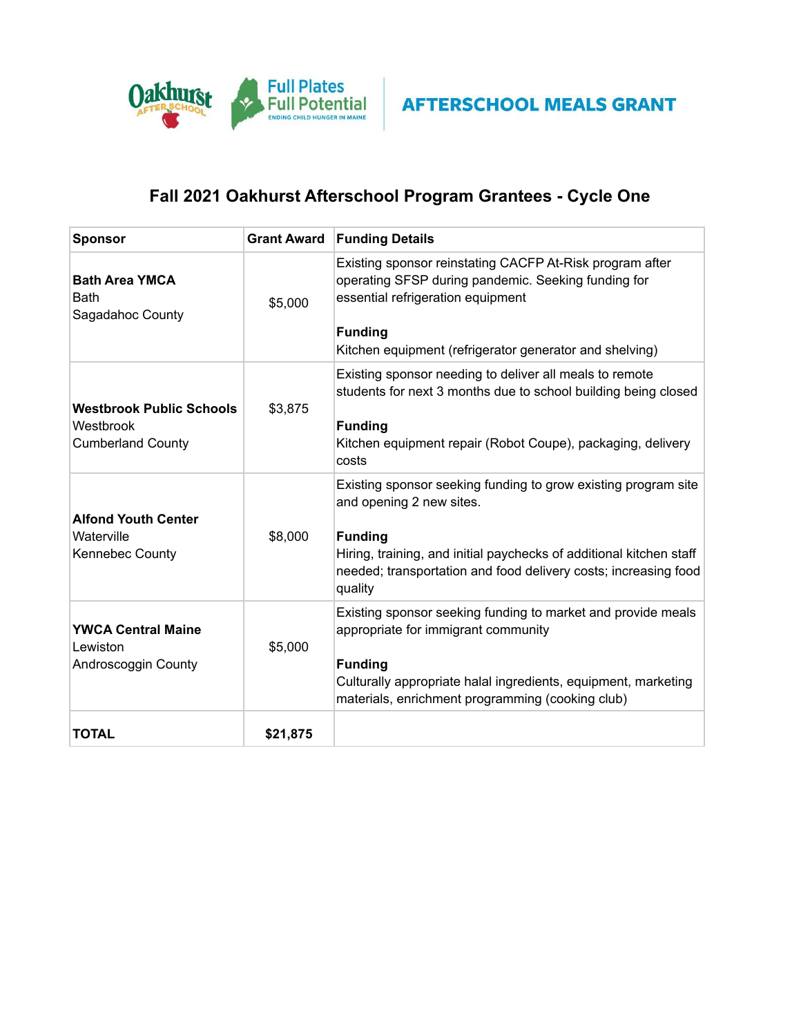Oakhurst AFTER SCHOOL | Full Plates Full Potential ENDING CHILD HUNGER IN MAINE | **AFTERSCHOOL MEALS GRANT**

## Fall 2021 Oakhurst Afterschool Program Grantees - Cycle One

| Sponsor | Grant Award | Funding Details |
|---|---|---|
| **Bath Area YMCA**<br>Bath<br>Sagadahoc County | $5,000 | Existing sponsor reinstating CACFP At-Risk program after operating SFSP during pandemic. Seeking funding for essential refrigeration equipment<br><br>**Funding**<br>Kitchen equipment (refrigerator generator and shelving) |
| **Westbrook Public Schools**<br>Westbrook<br>Cumberland County | $3,875 | Existing sponsor needing to deliver all meals to remote students for next 3 months due to school building being closed<br><br>**Funding**<br>Kitchen equipment repair (Robot Coupe), packaging, delivery costs |
| **Alfond Youth Center**<br>Waterville<br>Kennebec County | $8,000 | Existing sponsor seeking funding to grow existing program site and opening 2 new sites.<br><br>**Funding**<br>Hiring, training, and initial paychecks of additional kitchen staff needed; transportation and food delivery costs; increasing food quality |
| **YWCA Central Maine**<br>Lewiston<br>Androscoggin County | $5,000 | Existing sponsor seeking funding to market and provide meals appropriate for immigrant community<br><br>**Funding**<br>Culturally appropriate halal ingredients, equipment, marketing materials, enrichment programming (cooking club) |
| **TOTAL** | **$21,875** | |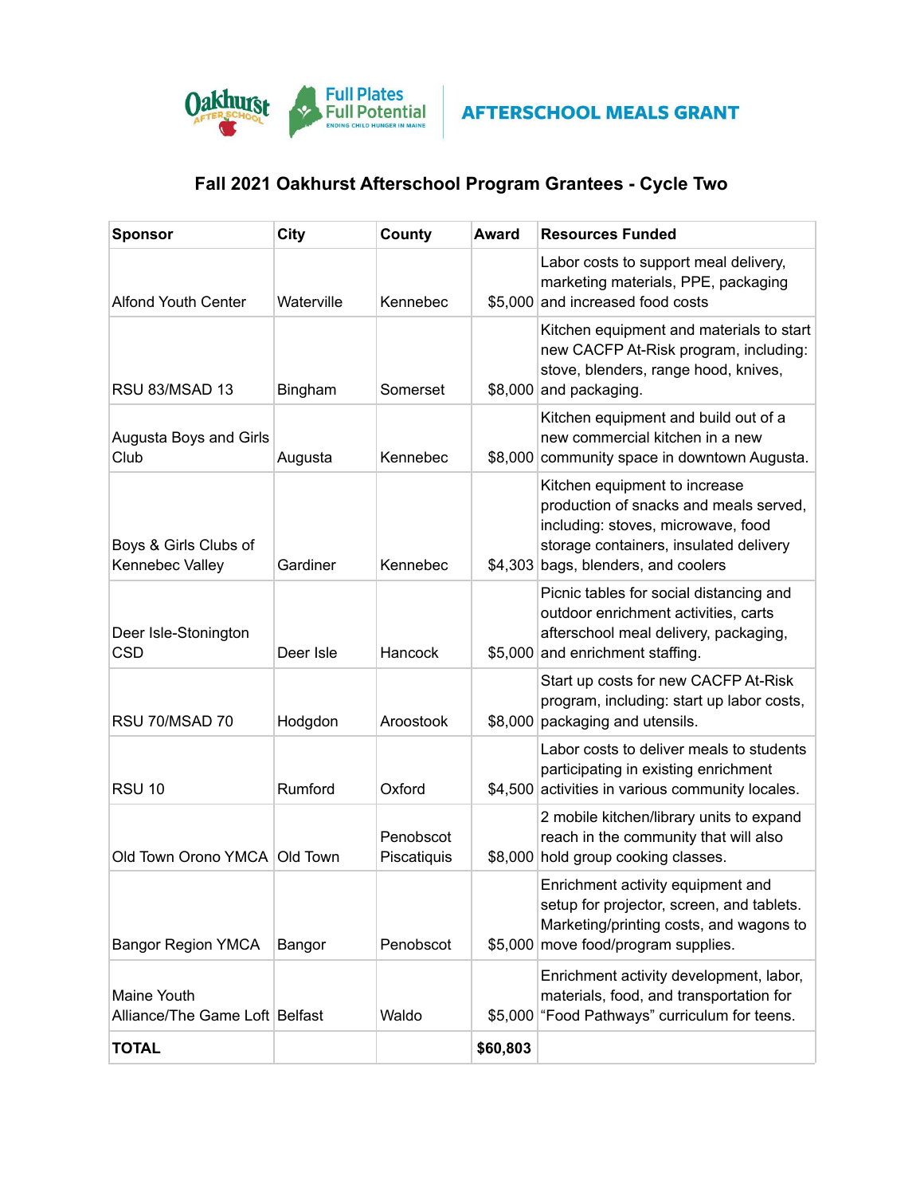AFTERSCHOOL MEALS GRANT

## Fall 2021 Oakhurst Afterschool Program Grantees - Cycle Two

| Sponsor | City | County | Award | Resources Funded |
|---|---|---|---|---|
| Alfond Youth Center | Waterville | Kennebec | $5,000 | Labor costs to support meal delivery, marketing materials, PPE, packaging and increased food costs |
| RSU 83/MSAD 13 | Bingham | Somerset | $8,000 | Kitchen equipment and materials to start new CACFP At-Risk program, including: stove, blenders, range hood, knives, and packaging. |
| Augusta Boys and Girls Club | Augusta | Kennebec | $8,000 | Kitchen equipment and build out of a new commercial kitchen in a new community space in downtown Augusta. |
| Boys & Girls Clubs of Kennebec Valley | Gardiner | Kennebec | $4,303 | Kitchen equipment to increase production of snacks and meals served, including: stoves, microwave, food storage containers, insulated delivery bags, blenders, and coolers |
| Deer Isle-Stonington CSD | Deer Isle | Hancock | $5,000 | Picnic tables for social distancing and outdoor enrichment activities, carts afterschool meal delivery, packaging, and enrichment staffing. |
| RSU 70/MSAD 70 | Hodgdon | Aroostook | $8,000 | Start up costs for new CACFP At-Risk program, including: start up labor costs, packaging and utensils. |
| RSU 10 | Rumford | Oxford | $4,500 | Labor costs to deliver meals to students participating in existing enrichment activities in various community locales. |
| Old Town Orono YMCA | Old Town | Penobscot Piscatiquis | $8,000 | 2 mobile kitchen/library units to expand reach in the community that will also hold group cooking classes. |
| Bangor Region YMCA | Bangor | Penobscot | $5,000 | Enrichment activity equipment and setup for projector, screen, and tablets. Marketing/printing costs, and wagons to move food/program supplies. |
| Maine Youth Alliance/The Game Loft | Belfast | Waldo | $5,000 | Enrichment activity development, labor, materials, food, and transportation for "Food Pathways" curriculum for teens. |
| **TOTAL** | | | **$60,803** | |